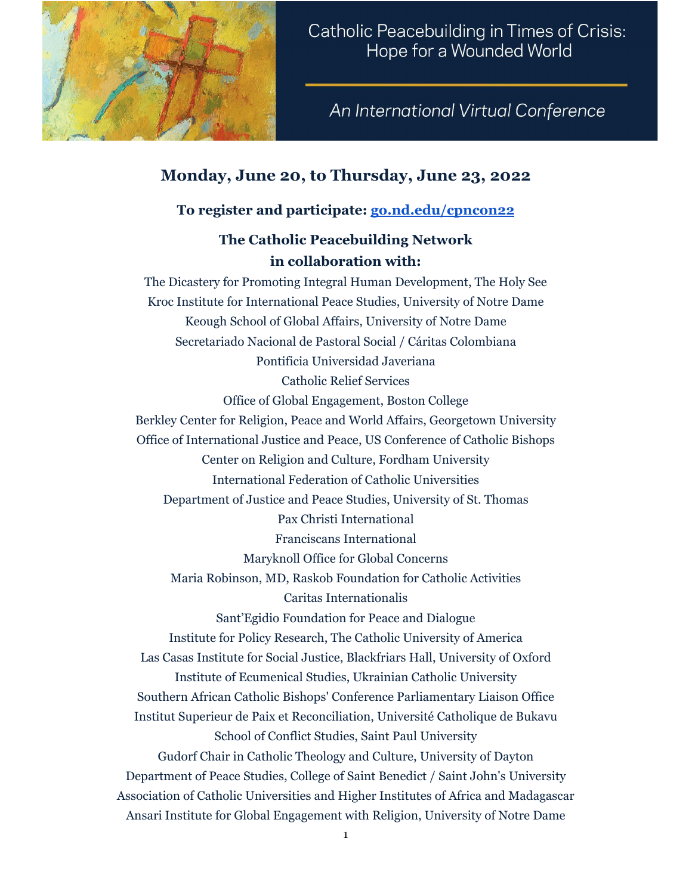# Catholic Peacebuilding in Times of Crisis: Hope for a Wounded World

*An International Virtual Conference*

## Monday, June 20, to Thursday, June 23, 2022

**To register and participate: [go.nd.edu/cpncon22](go.nd.edu/cpncon22)**

**The Catholic Peacebuilding Network in collaboration with:**

The Dicastery for Promoting Integral Human Development, The Holy See
Kroc Institute for International Peace Studies, University of Notre Dame
Keough School of Global Affairs, University of Notre Dame
Secretariado Nacional de Pastoral Social / Cáritas Colombiana
Pontificia Universidad Javeriana
Catholic Relief Services
Office of Global Engagement, Boston College
Berkley Center for Religion, Peace and World Affairs, Georgetown University
Office of International Justice and Peace, US Conference of Catholic Bishops
Center on Religion and Culture, Fordham University
International Federation of Catholic Universities
Department of Justice and Peace Studies, University of St. Thomas
Pax Christi International
Franciscans International
Maryknoll Office for Global Concerns
Maria Robinson, MD, Raskob Foundation for Catholic Activities
Caritas Internationalis
Sant'Egidio Foundation for Peace and Dialogue
Institute for Policy Research, The Catholic University of America
Las Casas Institute for Social Justice, Blackfriars Hall, University of Oxford
Institute of Ecumenical Studies, Ukrainian Catholic University
Southern African Catholic Bishops' Conference Parliamentary Liaison Office
Institut Superieur de Paix et Reconciliation, Université Catholique de Bukavu
School of Conflict Studies, Saint Paul University
Gudorf Chair in Catholic Theology and Culture, University of Dayton
Department of Peace Studies, College of Saint Benedict / Saint John's University
Association of Catholic Universities and Higher Institutes of Africa and Madagascar
Ansari Institute for Global Engagement with Religion, University of Notre Dame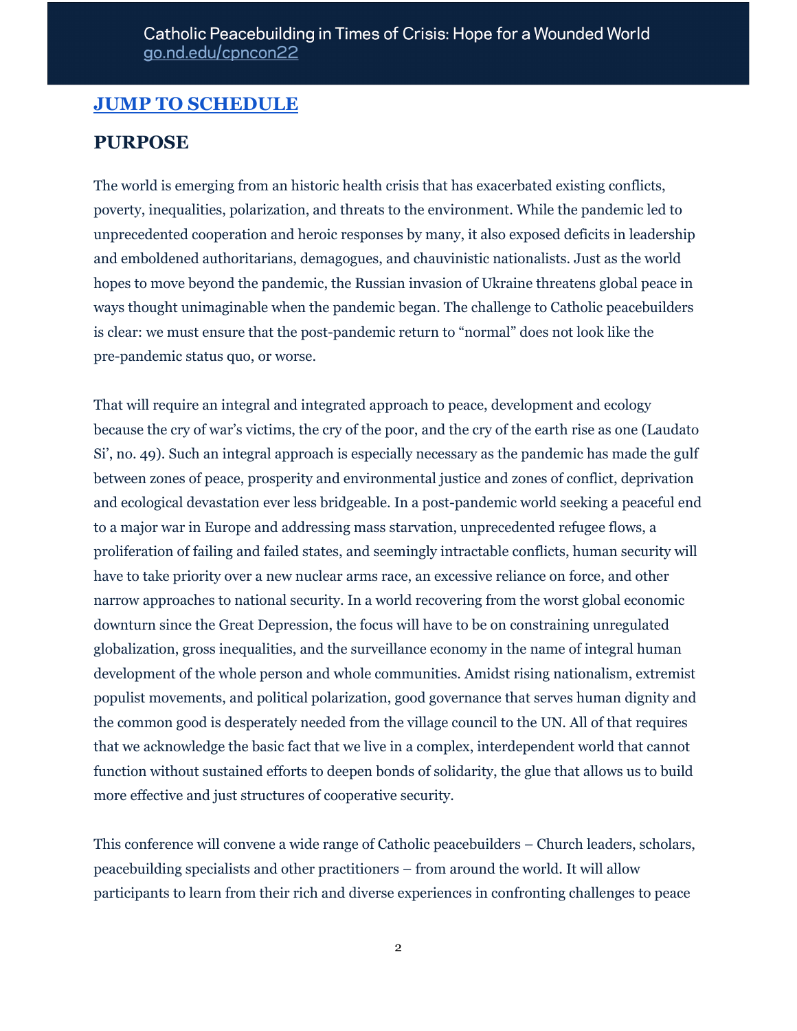## [JUMP TO SCHEDULE]

## PURPOSE

The world is emerging from an historic health crisis that has exacerbated existing conflicts, poverty, inequalities, polarization, and threats to the environment. While the pandemic led to unprecedented cooperation and heroic responses by many, it also exposed deficits in leadership and emboldened authoritarians, demagogues, and chauvinistic nationalists. Just as the world hopes to move beyond the pandemic, the Russian invasion of Ukraine threatens global peace in ways thought unimaginable when the pandemic began. The challenge to Catholic peacebuilders is clear: we must ensure that the post-pandemic return to "normal" does not look like the pre-pandemic status quo, or worse.

That will require an integral and integrated approach to peace, development and ecology because the cry of war's victims, the cry of the poor, and the cry of the earth rise as one (Laudato Si', no. 49). Such an integral approach is especially necessary as the pandemic has made the gulf between zones of peace, prosperity and environmental justice and zones of conflict, deprivation and ecological devastation ever less bridgeable. In a post-pandemic world seeking a peaceful end to a major war in Europe and addressing mass starvation, unprecedented refugee flows, a proliferation of failing and failed states, and seemingly intractable conflicts, human security will have to take priority over a new nuclear arms race, an excessive reliance on force, and other narrow approaches to national security. In a world recovering from the worst global economic downturn since the Great Depression, the focus will have to be on constraining unregulated globalization, gross inequalities, and the surveillance economy in the name of integral human development of the whole person and whole communities. Amidst rising nationalism, extremist populist movements, and political polarization, good governance that serves human dignity and the common good is desperately needed from the village council to the UN. All of that requires that we acknowledge the basic fact that we live in a complex, interdependent world that cannot function without sustained efforts to deepen bonds of solidarity, the glue that allows us to build more effective and just structures of cooperative security.

This conference will convene a wide range of Catholic peacebuilders – Church leaders, scholars, peacebuilding specialists and other practitioners – from around the world. It will allow participants to learn from their rich and diverse experiences in confronting challenges to peace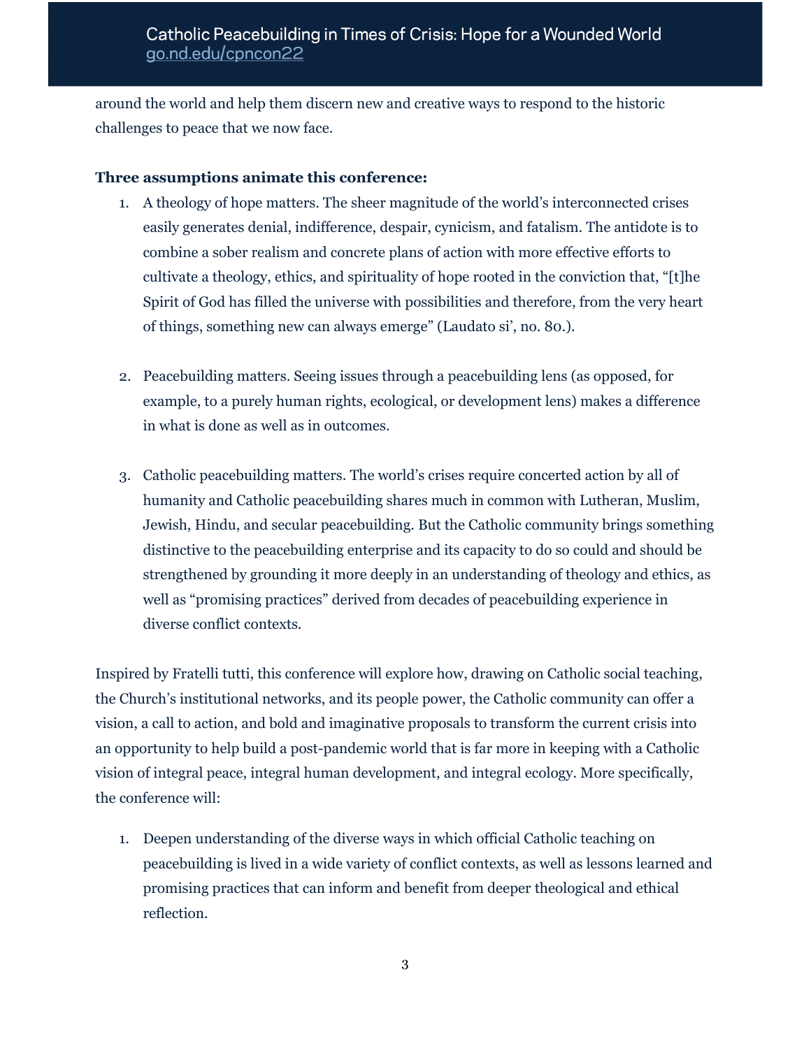around the world and help them discern new and creative ways to respond to the historic challenges to peace that we now face.

**Three assumptions animate this conference:**

1. A theology of hope matters. The sheer magnitude of the world's interconnected crises easily generates denial, indifference, despair, cynicism, and fatalism. The antidote is to combine a sober realism and concrete plans of action with more effective efforts to cultivate a theology, ethics, and spirituality of hope rooted in the conviction that, "[t]he Spirit of God has filled the universe with possibilities and therefore, from the very heart of things, something new can always emerge" (Laudato si', no. 80.).

2. Peacebuilding matters. Seeing issues through a peacebuilding lens (as opposed, for example, to a purely human rights, ecological, or development lens) makes a difference in what is done as well as in outcomes.

3. Catholic peacebuilding matters. The world's crises require concerted action by all of humanity and Catholic peacebuilding shares much in common with Lutheran, Muslim, Jewish, Hindu, and secular peacebuilding. But the Catholic community brings something distinctive to the peacebuilding enterprise and its capacity to do so could and should be strengthened by grounding it more deeply in an understanding of theology and ethics, as well as "promising practices" derived from decades of peacebuilding experience in diverse conflict contexts.

Inspired by Fratelli tutti, this conference will explore how, drawing on Catholic social teaching, the Church's institutional networks, and its people power, the Catholic community can offer a vision, a call to action, and bold and imaginative proposals to transform the current crisis into an opportunity to help build a post-pandemic world that is far more in keeping with a Catholic vision of integral peace, integral human development, and integral ecology. More specifically, the conference will:

1. Deepen understanding of the diverse ways in which official Catholic teaching on peacebuilding is lived in a wide variety of conflict contexts, as well as lessons learned and promising practices that can inform and benefit from deeper theological and ethical reflection.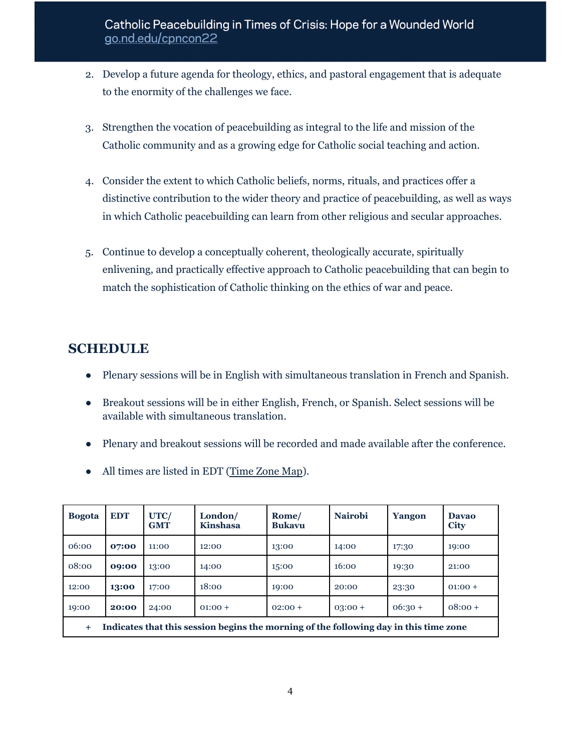2. Develop a future agenda for theology, ethics, and pastoral engagement that is adequate to the enormity of the challenges we face.

3. Strengthen the vocation of peacebuilding as integral to the life and mission of the Catholic community and as a growing edge for Catholic social teaching and action.

4. Consider the extent to which Catholic beliefs, norms, rituals, and practices offer a distinctive contribution to the wider theory and practice of peacebuilding, as well as ways in which Catholic peacebuilding can learn from other religious and secular approaches.

5. Continue to develop a conceptually coherent, theologically accurate, spiritually enlivening, and practically effective approach to Catholic peacebuilding that can begin to match the sophistication of Catholic thinking on the ethics of war and peace.

## SCHEDULE

- Plenary sessions will be in English with simultaneous translation in French and Spanish.
- Breakout sessions will be in either English, French, or Spanish. Select sessions will be available with simultaneous translation.
- Plenary and breakout sessions will be recorded and made available after the conference.
- All times are listed in EDT (Time Zone Map).

| Bogota | EDT | UTC/ GMT | London/ Kinshasa | Rome/ Bukavu | Nairobi | Yangon | Davao City |
|---|---|---|---|---|---|---|---|
| 06:00 | **07:00** | 11:00 | 12:00 | 13:00 | 14:00 | 17:30 | 19:00 |
| 08:00 | **09:00** | 13:00 | 14:00 | 15:00 | 16:00 | 19:30 | 21:00 |
| 12:00 | **13:00** | 17:00 | 18:00 | 19:00 | 20:00 | 23:30 | 01:00 + |
| 19:00 | **20:00** | 24:00 | 01:00 + | 02:00 + | 03:00 + | 06:30 + | 08:00 + |
| + **Indicates that this session begins the morning of the following day in this time zone** | | | | | | | |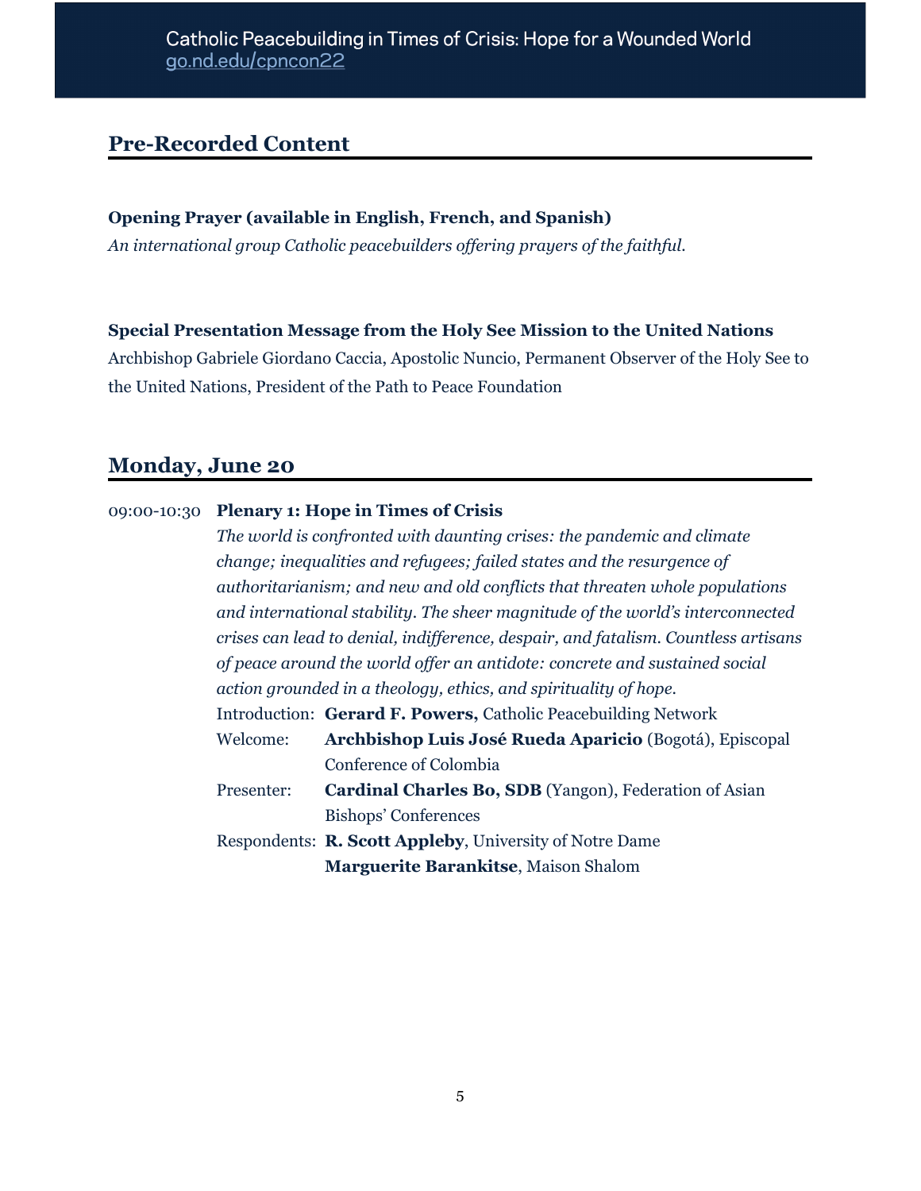## Pre-Recorded Content

**Opening Prayer (available in English, French, and Spanish)**

*An international group Catholic peacebuilders offering prayers of the faithful.*

**Special Presentation Message from the Holy See Mission to the United Nations**

Archbishop Gabriele Giordano Caccia, Apostolic Nuncio, Permanent Observer of the Holy See to the United Nations, President of the Path to Peace Foundation

## Monday, June 20

09:00-10:30 **Plenary 1: Hope in Times of Crisis**

*The world is confronted with daunting crises: the pandemic and climate change; inequalities and refugees; failed states and the resurgence of authoritarianism; and new and old conflicts that threaten whole populations and international stability. The sheer magnitude of the world's interconnected crises can lead to denial, indifference, despair, and fatalism. Countless artisans of peace around the world offer an antidote: concrete and sustained social action grounded in a theology, ethics, and spirituality of hope.*

Introduction: **Gerard F. Powers,** Catholic Peacebuilding Network

Welcome: **Archbishop Luis José Rueda Aparicio** (Bogotá), Episcopal Conference of Colombia

Presenter: **Cardinal Charles Bo, SDB** (Yangon), Federation of Asian Bishops' Conferences

Respondents: **R. Scott Appleby**, University of Notre Dame
**Marguerite Barankitse**, Maison Shalom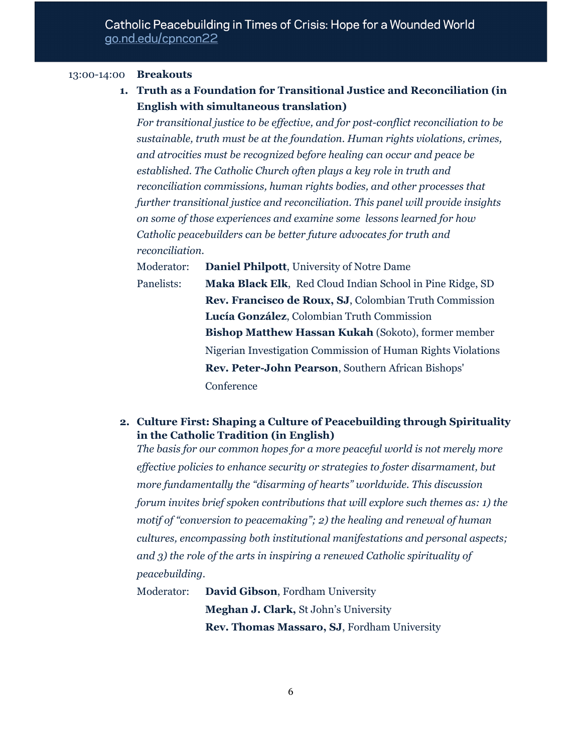13:00-14:00 **Breakouts**

1. **Truth as a Foundation for Transitional Justice and Reconciliation (in English with simultaneous translation)**

   *For transitional justice to be effective, and for post-conflict reconciliation to be sustainable, truth must be at the foundation. Human rights violations, crimes, and atrocities must be recognized before healing can occur and peace be established. The Catholic Church often plays a key role in truth and reconciliation commissions, human rights bodies, and other processes that further transitional justice and reconciliation. This panel will provide insights on some of those experiences and examine some lessons learned for how Catholic peacebuilders can be better future advocates for truth and reconciliation.*

   Moderator: **Daniel Philpott**, University of Notre Dame

   Panelists: **Maka Black Elk**, Red Cloud Indian School in Pine Ridge, SD
   **Rev. Francisco de Roux, SJ**, Colombian Truth Commission
   **Lucía González**, Colombian Truth Commission
   **Bishop Matthew Hassan Kukah** (Sokoto), former member Nigerian Investigation Commission of Human Rights Violations
   **Rev. Peter-John Pearson**, Southern African Bishops' Conference

2. **Culture First: Shaping a Culture of Peacebuilding through Spirituality in the Catholic Tradition (in English)**

   *The basis for our common hopes for a more peaceful world is not merely more effective policies to enhance security or strategies to foster disarmament, but more fundamentally the "disarming of hearts" worldwide. This discussion forum invites brief spoken contributions that will explore such themes as: 1) the motif of "conversion to peacemaking"; 2) the healing and renewal of human cultures, encompassing both institutional manifestations and personal aspects; and 3) the role of the arts in inspiring a renewed Catholic spirituality of peacebuilding.*

   Moderator: **David Gibson**, Fordham University
   **Meghan J. Clark,** St John's University
   **Rev. Thomas Massaro, SJ**, Fordham University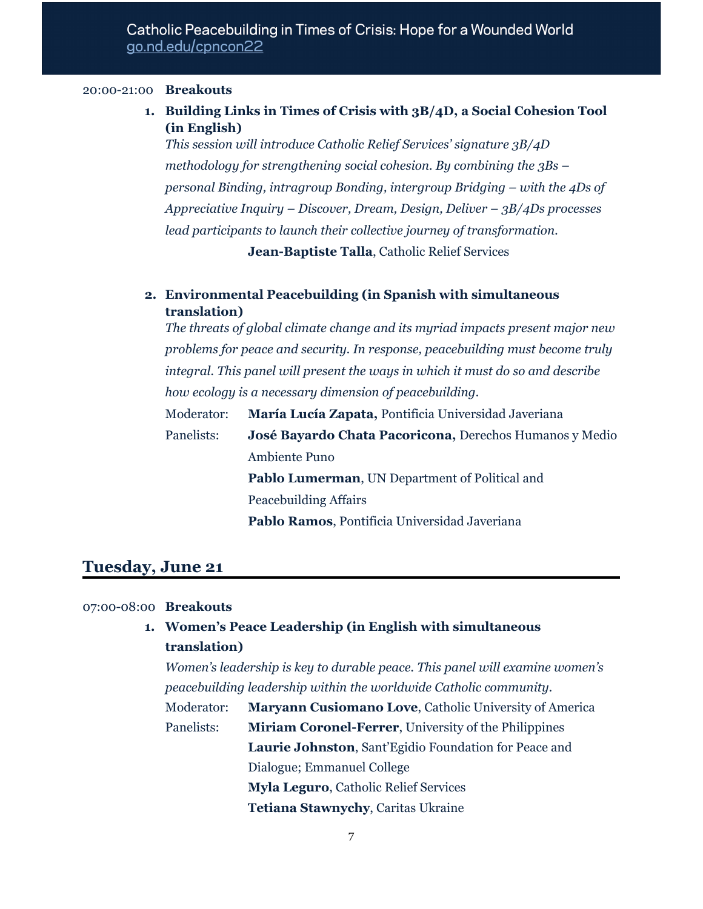20:00-21:00 **Breakouts**

1. **Building Links in Times of Crisis with 3B/4D, a Social Cohesion Tool (in English)**
   *This session will introduce Catholic Relief Services' signature 3B/4D methodology for strengthening social cohesion. By combining the 3Bs – personal Binding, intragroup Bonding, intergroup Bridging – with the 4Ds of Appreciative Inquiry – Discover, Dream, Design, Deliver – 3B/4Ds processes lead participants to launch their collective journey of transformation.*

   **Jean-Baptiste Talla**, Catholic Relief Services

2. **Environmental Peacebuilding (in Spanish with simultaneous translation)**
   *The threats of global climate change and its myriad impacts present major new problems for peace and security. In response, peacebuilding must become truly integral. This panel will present the ways in which it must do so and describe how ecology is a necessary dimension of peacebuilding.*

   Moderator: **María Lucía Zapata,** Pontificia Universidad Javeriana

   Panelists: **José Bayardo Chata Pacoricona,** Derechos Humanos y Medio Ambiente Puno
   **Pablo Lumerman**, UN Department of Political and Peacebuilding Affairs
   **Pablo Ramos**, Pontificia Universidad Javeriana

## Tuesday, June 21

07:00-08:00 **Breakouts**

1. **Women's Peace Leadership (in English with simultaneous translation)**
   *Women's leadership is key to durable peace. This panel will examine women's peacebuilding leadership within the worldwide Catholic community.*

   Moderator: **Maryann Cusiomano Love**, Catholic University of America

   Panelists: **Miriam Coronel-Ferrer**, University of the Philippines
   **Laurie Johnston**, Sant'Egidio Foundation for Peace and Dialogue; Emmanuel College
   **Myla Leguro**, Catholic Relief Services
   **Tetiana Stawnychy**, Caritas Ukraine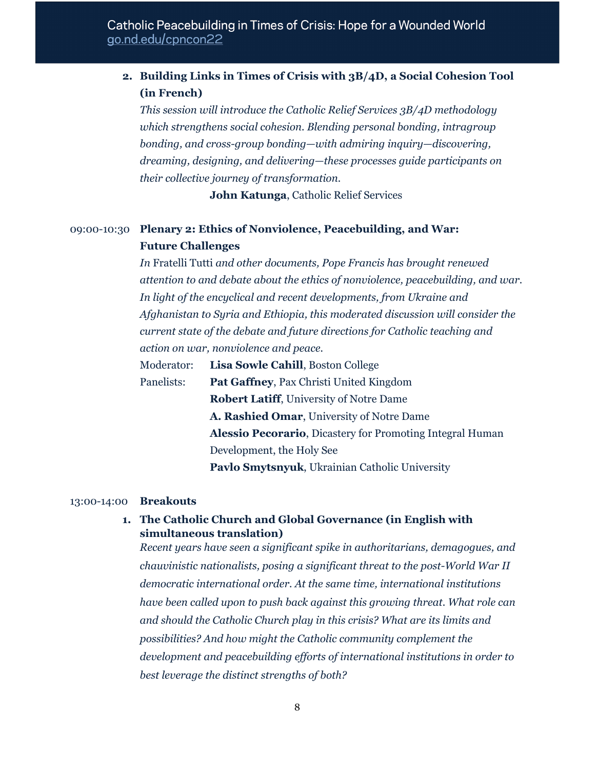2. **Building Links in Times of Crisis with 3B/4D, a Social Cohesion Tool (in French)**
   *This session will introduce the Catholic Relief Services 3B/4D methodology which strengthens social cohesion. Blending personal bonding, intragroup bonding, and cross-group bonding—with admiring inquiry—discovering, dreaming, designing, and delivering—these processes guide participants on their collective journey of transformation.*

   **John Katunga**, Catholic Relief Services

09:00-10:30 **Plenary 2: Ethics of Nonviolence, Peacebuilding, and War: Future Challenges**

*In* Fratelli Tutti *and other documents, Pope Francis has brought renewed attention to and debate about the ethics of nonviolence, peacebuilding, and war. In light of the encyclical and recent developments, from Ukraine and Afghanistan to Syria and Ethiopia, this moderated discussion will consider the current state of the debate and future directions for Catholic teaching and action on war, nonviolence and peace.*

Moderator: **Lisa Sowle Cahill**, Boston College

Panelists: **Pat Gaffney**, Pax Christi United Kingdom
**Robert Latiff**, University of Notre Dame
**A. Rashied Omar**, University of Notre Dame
**Alessio Pecorario**, Dicastery for Promoting Integral Human Development, the Holy See
**Pavlo Smytsnyuk**, Ukrainian Catholic University

13:00-14:00 **Breakouts**

1. **The Catholic Church and Global Governance (in English with simultaneous translation)**
   *Recent years have seen a significant spike in authoritarians, demagogues, and chauvinistic nationalists, posing a significant threat to the post-World War II democratic international order. At the same time, international institutions have been called upon to push back against this growing threat. What role can and should the Catholic Church play in this crisis? What are its limits and possibilities? And how might the Catholic community complement the development and peacebuilding efforts of international institutions in order to best leverage the distinct strengths of both?*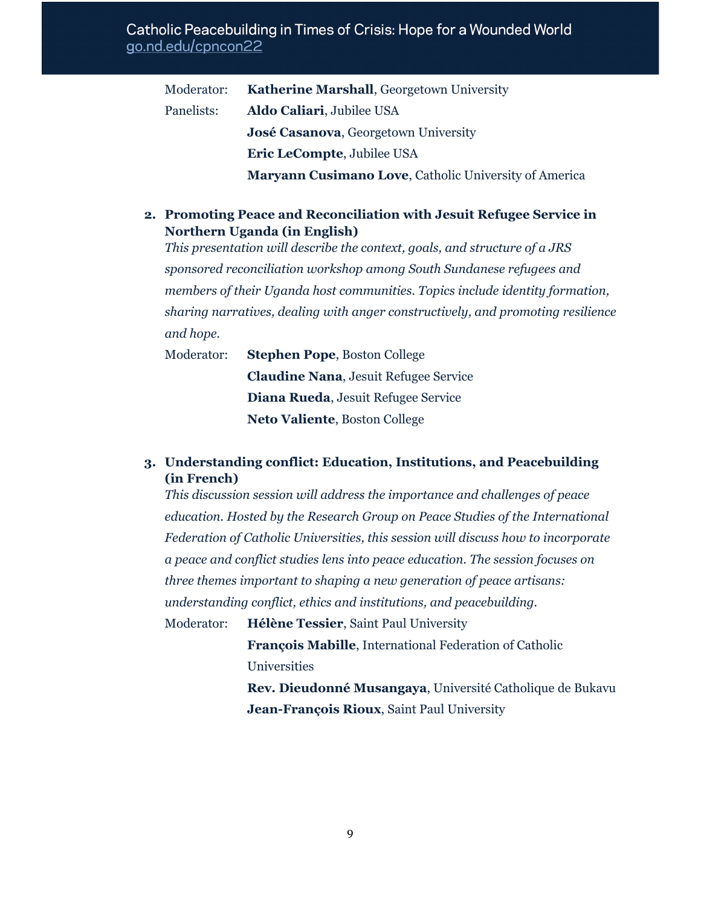Moderator: **Katherine Marshall**, Georgetown University

Panelists: **Aldo Caliari**, Jubilee USA

**José Casanova**, Georgetown University

**Eric LeCompte**, Jubilee USA

**Maryann Cusimano Love**, Catholic University of America

2. **Promoting Peace and Reconciliation with Jesuit Refugee Service in Northern Uganda (in English)**

   *This presentation will describe the context, goals, and structure of a JRS sponsored reconciliation workshop among South Sundanese refugees and members of their Uganda host communities. Topics include identity formation, sharing narratives, dealing with anger constructively, and promoting resilience and hope.*

   Moderator: **Stephen Pope**, Boston College

   **Claudine Nana**, Jesuit Refugee Service

   **Diana Rueda**, Jesuit Refugee Service

   **Neto Valiente**, Boston College

3. **Understanding conflict: Education, Institutions, and Peacebuilding (in French)**

   *This discussion session will address the importance and challenges of peace education. Hosted by the Research Group on Peace Studies of the International Federation of Catholic Universities, this session will discuss how to incorporate a peace and conflict studies lens into peace education. The session focuses on three themes important to shaping a new generation of peace artisans: understanding conflict, ethics and institutions, and peacebuilding.*

   Moderator: **Hélène Tessier**, Saint Paul University

   **François Mabille**, International Federation of Catholic Universities

   **Rev. Dieudonné Musangaya**, Université Catholique de Bukavu

   **Jean-François Rioux**, Saint Paul University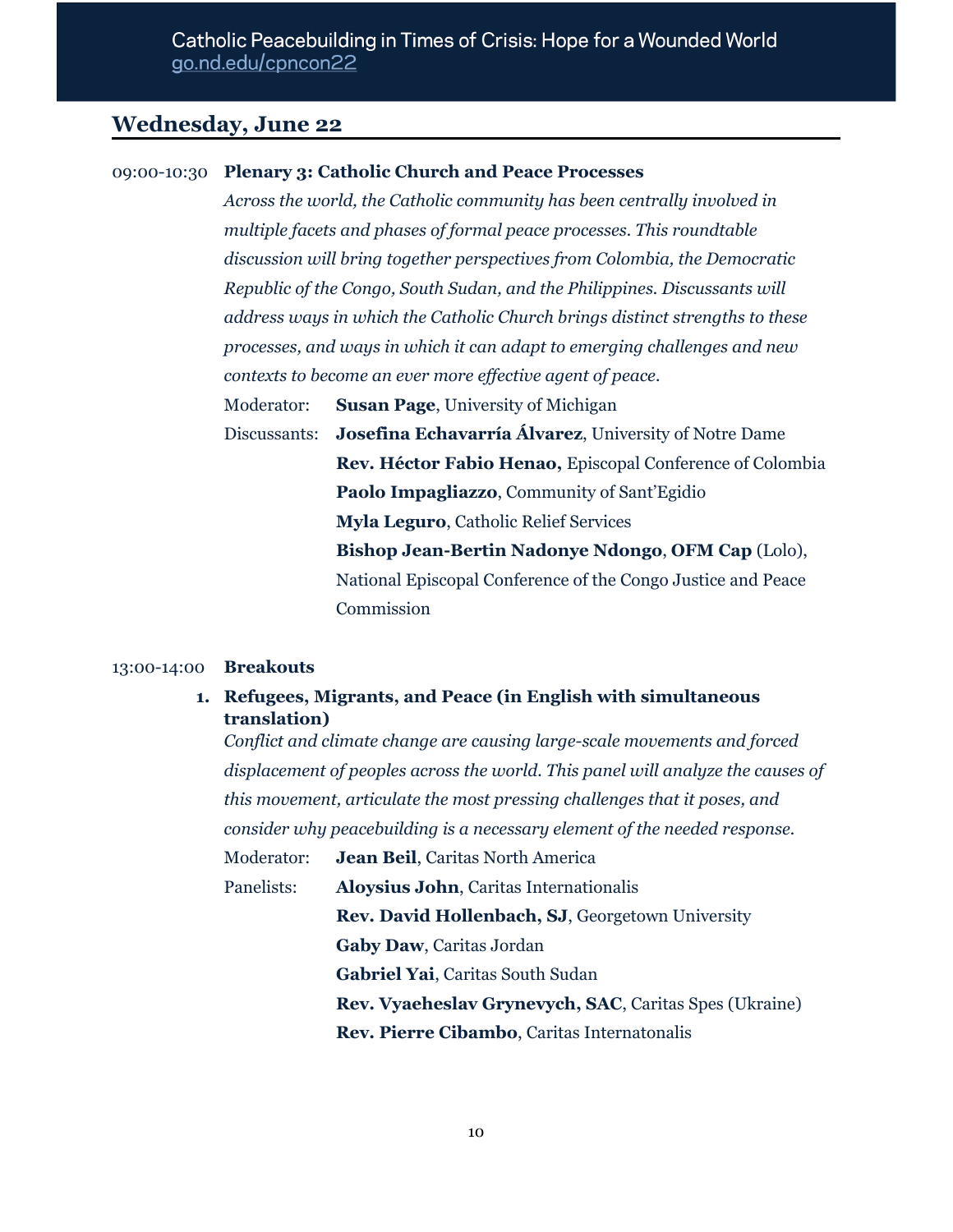## Wednesday, June 22

09:00-10:30 **Plenary 3: Catholic Church and Peace Processes**

*Across the world, the Catholic community has been centrally involved in multiple facets and phases of formal peace processes. This roundtable discussion will bring together perspectives from Colombia, the Democratic Republic of the Congo, South Sudan, and the Philippines. Discussants will address ways in which the Catholic Church brings distinct strengths to these processes, and ways in which it can adapt to emerging challenges and new contexts to become an ever more effective agent of peace.*

Moderator: **Susan Page**, University of Michigan

Discussants: **Josefina Echavarría Álvarez**, University of Notre Dame
**Rev. Héctor Fabio Henao,** Episcopal Conference of Colombia
**Paolo Impagliazzo**, Community of Sant'Egidio
**Myla Leguro**, Catholic Relief Services
**Bishop Jean-Bertin Nadonye Ndongo**, **OFM Cap** (Lolo), National Episcopal Conference of the Congo Justice and Peace Commission

13:00-14:00 **Breakouts**

1. **Refugees, Migrants, and Peace (in English with simultaneous translation)**

   *Conflict and climate change are causing large-scale movements and forced displacement of peoples across the world. This panel will analyze the causes of this movement, articulate the most pressing challenges that it poses, and consider why peacebuilding is a necessary element of the needed response.*

   Moderator: **Jean Beil**, Caritas North America

   Panelists: **Aloysius John**, Caritas Internationalis
   **Rev. David Hollenbach, SJ**, Georgetown University
   **Gaby Daw**, Caritas Jordan
   **Gabriel Yai**, Caritas South Sudan
   **Rev. Vyaeheslav Grynevych, SAC**, Caritas Spes (Ukraine)
   **Rev. Pierre Cibambo**, Caritas Internatonalis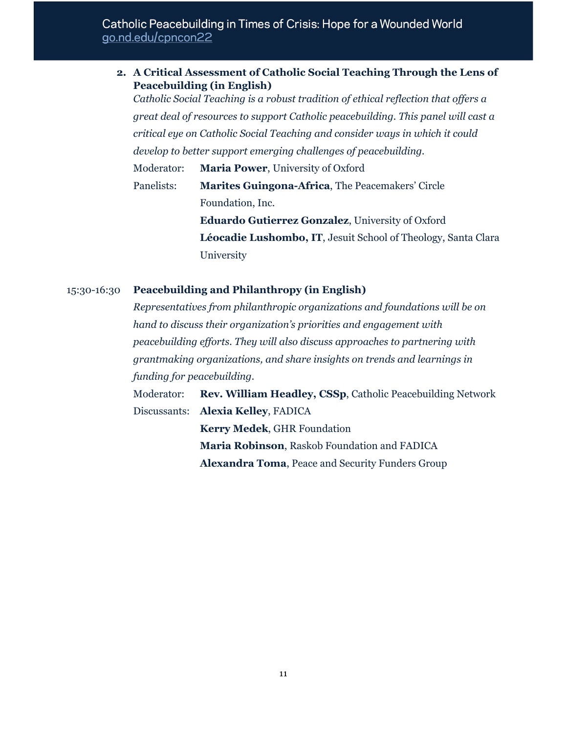2. **A Critical Assessment of Catholic Social Teaching Through the Lens of Peacebuilding (in English)**
   *Catholic Social Teaching is a robust tradition of ethical reflection that offers a great deal of resources to support Catholic peacebuilding. This panel will cast a critical eye on Catholic Social Teaching and consider ways in which it could develop to better support emerging challenges of peacebuilding.*

   Moderator: **Maria Power**, University of Oxford

   Panelists: **Marites Guingona-Africa**, The Peacemakers' Circle Foundation, Inc.
   **Eduardo Gutierrez Gonzalez**, University of Oxford
   **Léocadie Lushombo, IT**, Jesuit School of Theology, Santa Clara University

15:30-16:30 **Peacebuilding and Philanthropy (in English)**

*Representatives from philanthropic organizations and foundations will be on hand to discuss their organization's priorities and engagement with peacebuilding efforts. They will also discuss approaches to partnering with grantmaking organizations, and share insights on trends and learnings in funding for peacebuilding.*

Moderator: **Rev. William Headley, CSSp**, Catholic Peacebuilding Network

Discussants: **Alexia Kelley**, FADICA
**Kerry Medek**, GHR Foundation
**Maria Robinson**, Raskob Foundation and FADICA
**Alexandra Toma**, Peace and Security Funders Group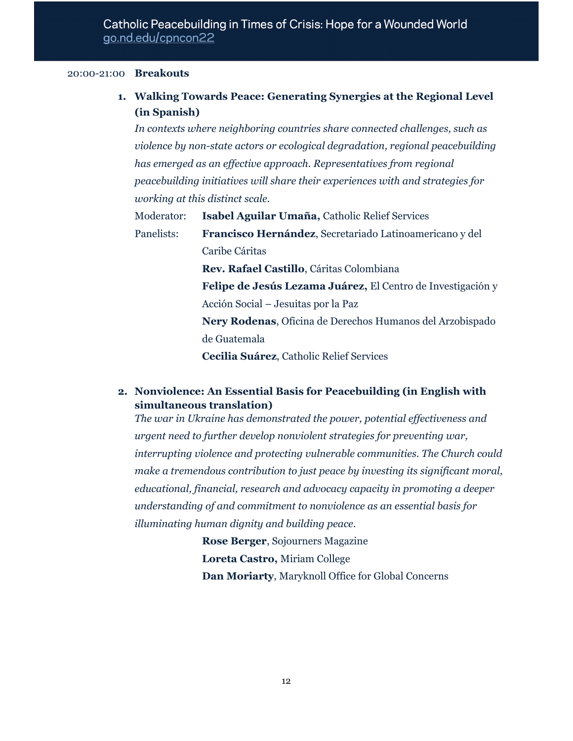20:00-21:00 **Breakouts**

1. **Walking Towards Peace: Generating Synergies at the Regional Level (in Spanish)**

   *In contexts where neighboring countries share connected challenges, such as violence by non-state actors or ecological degradation, regional peacebuilding has emerged as an effective approach. Representatives from regional peacebuilding initiatives will share their experiences with and strategies for working at this distinct scale.*

   Moderator: **Isabel Aguilar Umaña,** Catholic Relief Services

   Panelists: **Francisco Hernández**, Secretariado Latinoamericano y del Caribe Cáritas
   **Rev. Rafael Castillo**, Cáritas Colombiana
   **Felipe de Jesús Lezama Juárez,** El Centro de Investigación y Acción Social – Jesuitas por la Paz
   **Nery Rodenas**, Oficina de Derechos Humanos del Arzobispado de Guatemala
   **Cecilia Suárez**, Catholic Relief Services

2. **Nonviolence: An Essential Basis for Peacebuilding (in English with simultaneous translation)**

   *The war in Ukraine has demonstrated the power, potential effectiveness and urgent need to further develop nonviolent strategies for preventing war, interrupting violence and protecting vulnerable communities. The Church could make a tremendous contribution to just peace by investing its significant moral, educational, financial, research and advocacy capacity in promoting a deeper understanding of and commitment to nonviolence as an essential basis for illuminating human dignity and building peace.*

   **Rose Berger**, Sojourners Magazine
   **Loreta Castro,** Miriam College
   **Dan Moriarty**, Maryknoll Office for Global Concerns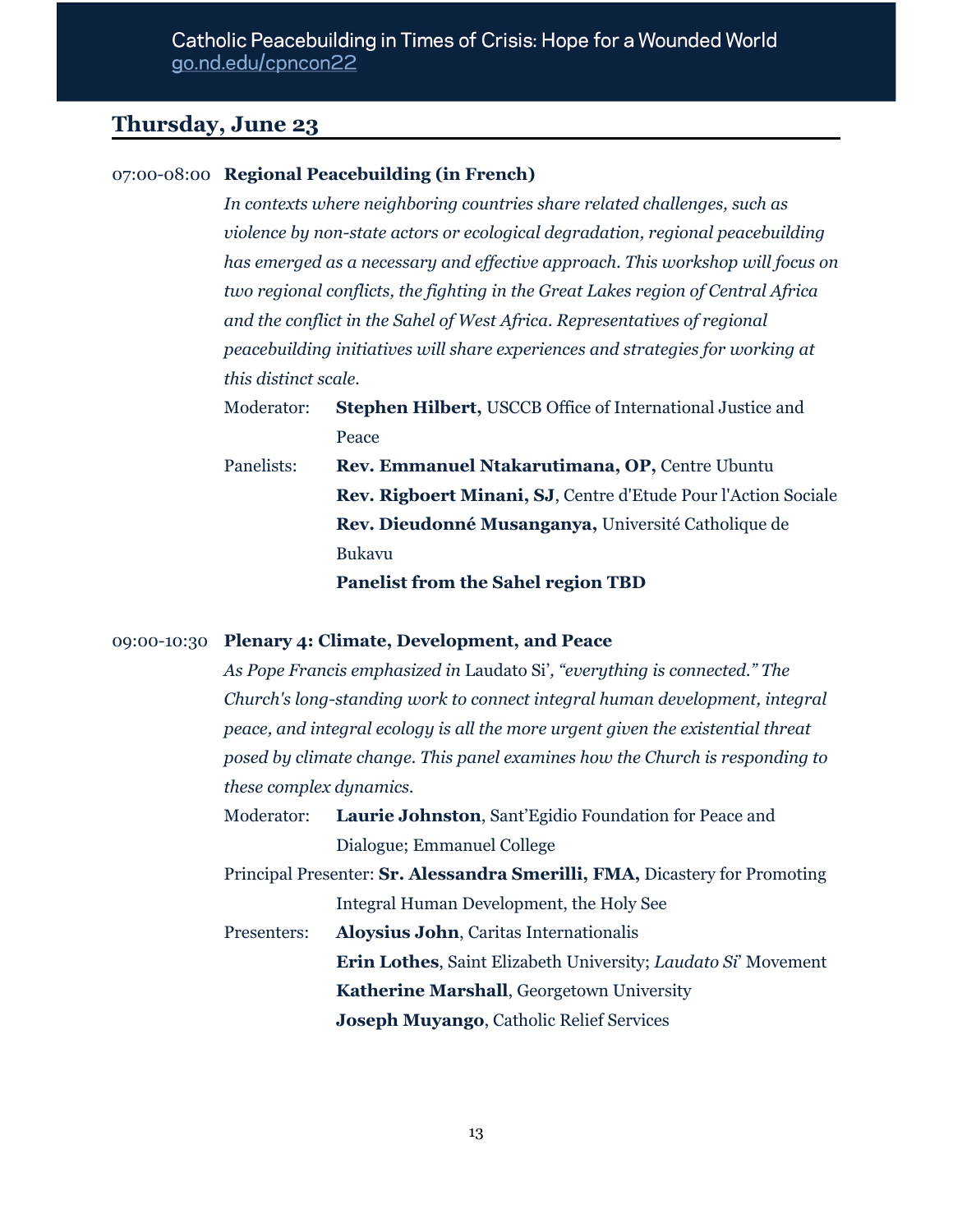## Thursday, June 23

**07:00-08:00 Regional Peacebuilding (in French)**

*In contexts where neighboring countries share related challenges, such as violence by non-state actors or ecological degradation, regional peacebuilding has emerged as a necessary and effective approach. This workshop will focus on two regional conflicts, the fighting in the Great Lakes region of Central Africa and the conflict in the Sahel of West Africa. Representatives of regional peacebuilding initiatives will share experiences and strategies for working at this distinct scale.*

Moderator: **Stephen Hilbert,** USCCB Office of International Justice and Peace

Panelists:
- **Rev. Emmanuel Ntakarutimana, OP,** Centre Ubuntu
- **Rev. Rigboert Minani, SJ**, Centre d'Etude Pour l'Action Sociale
- **Rev. Dieudonné Musanganya,** Université Catholique de Bukavu
- **Panelist from the Sahel region TBD**

**09:00-10:30 Plenary 4: Climate, Development, and Peace**

*As Pope Francis emphasized in* Laudato Si'*, "everything is connected." The Church's long-standing work to connect integral human development, integral peace, and integral ecology is all the more urgent given the existential threat posed by climate change. This panel examines how the Church is responding to these complex dynamics.*

Moderator: **Laurie Johnston**, Sant'Egidio Foundation for Peace and Dialogue; Emmanuel College

Principal Presenter: **Sr. Alessandra Smerilli, FMA,** Dicastery for Promoting Integral Human Development, the Holy See

Presenters:
- **Aloysius John**, Caritas Internationalis
- **Erin Lothes**, Saint Elizabeth University; *Laudato Si*' Movement
- **Katherine Marshall**, Georgetown University
- **Joseph Muyango**, Catholic Relief Services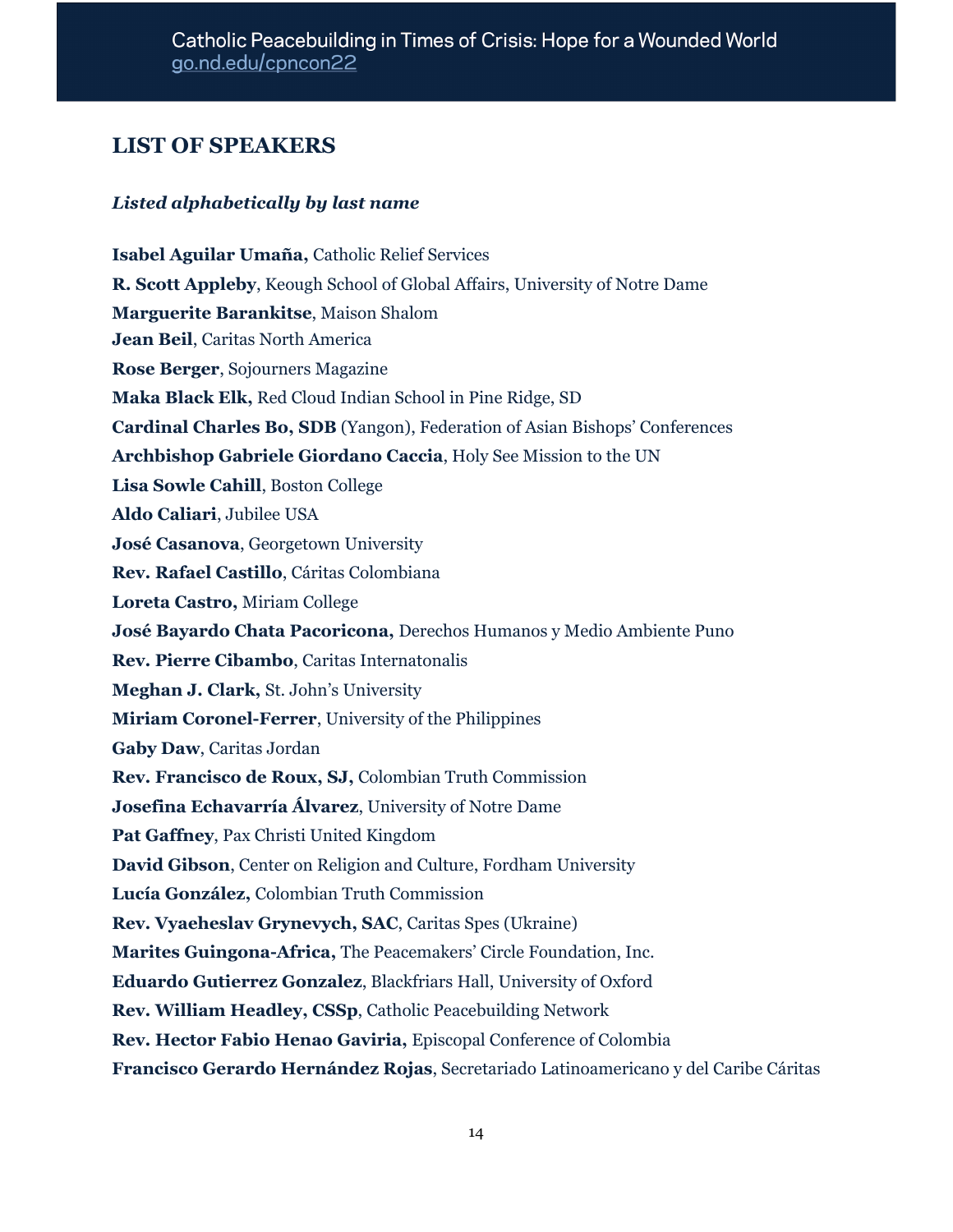## LIST OF SPEAKERS

***Listed alphabetically by last name***

**Isabel Aguilar Umaña,** Catholic Relief Services
**R. Scott Appleby**, Keough School of Global Affairs, University of Notre Dame
**Marguerite Barankitse**, Maison Shalom
**Jean Beil**, Caritas North America
**Rose Berger**, Sojourners Magazine
**Maka Black Elk,** Red Cloud Indian School in Pine Ridge, SD
**Cardinal Charles Bo, SDB** (Yangon), Federation of Asian Bishops' Conferences
**Archbishop Gabriele Giordano Caccia**, Holy See Mission to the UN
**Lisa Sowle Cahill**, Boston College
**Aldo Caliari**, Jubilee USA
**José Casanova**, Georgetown University
**Rev. Rafael Castillo**, Cáritas Colombiana
**Loreta Castro,** Miriam College
**José Bayardo Chata Pacoricona,** Derechos Humanos y Medio Ambiente Puno
**Rev. Pierre Cibambo**, Caritas Internatonalis
**Meghan J. Clark,** St. John's University
**Miriam Coronel-Ferrer**, University of the Philippines
**Gaby Daw**, Caritas Jordan
**Rev. Francisco de Roux, SJ,** Colombian Truth Commission
**Josefina Echavarría Álvarez**, University of Notre Dame
**Pat Gaffney**, Pax Christi United Kingdom
**David Gibson**, Center on Religion and Culture, Fordham University
**Lucía González,** Colombian Truth Commission
**Rev. Vyaeheslav Grynevych, SAC**, Caritas Spes (Ukraine)
**Marites Guingona-Africa,** The Peacemakers' Circle Foundation, Inc.
**Eduardo Gutierrez Gonzalez**, Blackfriars Hall, University of Oxford
**Rev. William Headley, CSSp**, Catholic Peacebuilding Network
**Rev. Hector Fabio Henao Gaviria,** Episcopal Conference of Colombia
**Francisco Gerardo Hernández Rojas**, Secretariado Latinoamericano y del Caribe Cáritas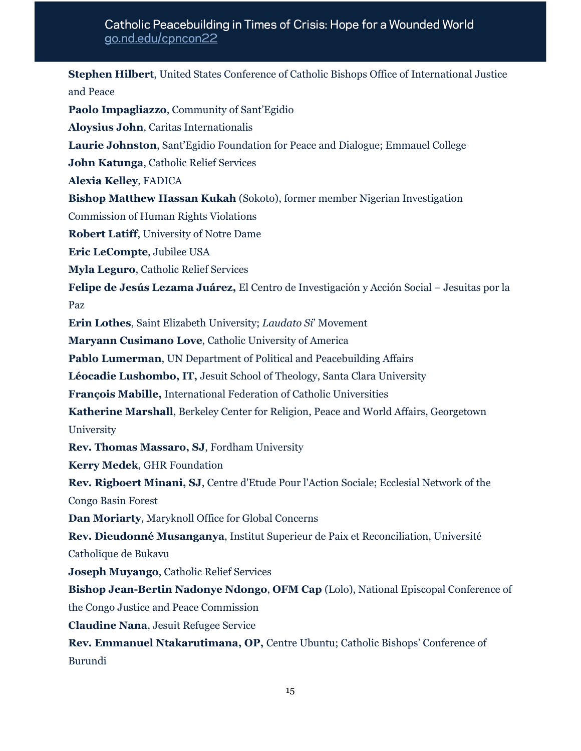**Stephen Hilbert**, United States Conference of Catholic Bishops Office of International Justice and Peace

**Paolo Impagliazzo**, Community of Sant'Egidio

**Aloysius John**, Caritas Internationalis

**Laurie Johnston**, Sant'Egidio Foundation for Peace and Dialogue; Emmauel College

**John Katunga**, Catholic Relief Services

**Alexia Kelley**, FADICA

**Bishop Matthew Hassan Kukah** (Sokoto), former member Nigerian Investigation Commission of Human Rights Violations

**Robert Latiff**, University of Notre Dame

**Eric LeCompte**, Jubilee USA

**Myla Leguro**, Catholic Relief Services

**Felipe de Jesús Lezama Juárez,** El Centro de Investigación y Acción Social – Jesuitas por la Paz

**Erin Lothes**, Saint Elizabeth University; *Laudato Si*' Movement

**Maryann Cusimano Love**, Catholic University of America

**Pablo Lumerman**, UN Department of Political and Peacebuilding Affairs

**Léocadie Lushombo, IT,** Jesuit School of Theology, Santa Clara University

**François Mabille,** International Federation of Catholic Universities

**Katherine Marshall**, Berkeley Center for Religion, Peace and World Affairs, Georgetown University

**Rev. Thomas Massaro, SJ**, Fordham University

**Kerry Medek**, GHR Foundation

**Rev. Rigboert Minani, SJ**, Centre d'Etude Pour l'Action Sociale; Ecclesial Network of the Congo Basin Forest

**Dan Moriarty**, Maryknoll Office for Global Concerns

**Rev. Dieudonné Musanganya**, Institut Superieur de Paix et Reconciliation, Université Catholique de Bukavu

**Joseph Muyango**, Catholic Relief Services

**Bishop Jean-Bertin Nadonye Ndongo**, **OFM Cap** (Lolo), National Episcopal Conference of the Congo Justice and Peace Commission

**Claudine Nana**, Jesuit Refugee Service

**Rev. Emmanuel Ntakarutimana, OP,** Centre Ubuntu; Catholic Bishops' Conference of Burundi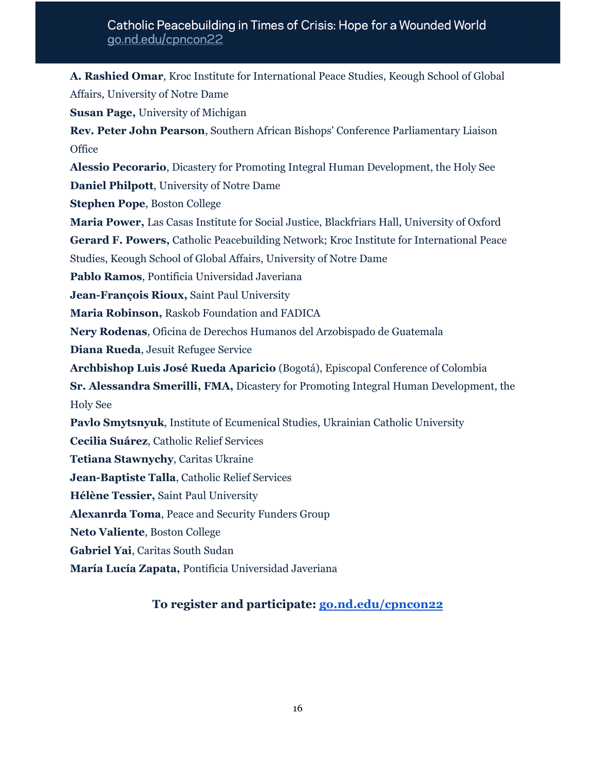**A. Rashied Omar**, Kroc Institute for International Peace Studies, Keough School of Global Affairs, University of Notre Dame

**Susan Page,** University of Michigan

**Rev. Peter John Pearson**, Southern African Bishops' Conference Parliamentary Liaison Office

**Alessio Pecorario**, Dicastery for Promoting Integral Human Development, the Holy See

**Daniel Philpott**, University of Notre Dame

**Stephen Pope**, Boston College

**Maria Power,** Las Casas Institute for Social Justice, Blackfriars Hall, University of Oxford

**Gerard F. Powers,** Catholic Peacebuilding Network; Kroc Institute for International Peace Studies, Keough School of Global Affairs, University of Notre Dame

**Pablo Ramos**, Pontificia Universidad Javeriana

**Jean-François Rioux,** Saint Paul University

**Maria Robinson,** Raskob Foundation and FADICA

**Nery Rodenas**, Oficina de Derechos Humanos del Arzobispado de Guatemala

**Diana Rueda**, Jesuit Refugee Service

**Archbishop Luis José Rueda Aparicio** (Bogotá), Episcopal Conference of Colombia

**Sr. Alessandra Smerilli, FMA,** Dicastery for Promoting Integral Human Development, the Holy See

**Pavlo Smytsnyuk**, Institute of Ecumenical Studies, Ukrainian Catholic University

**Cecilia Suárez**, Catholic Relief Services

**Tetiana Stawnychy**, Caritas Ukraine

**Jean-Baptiste Talla**, Catholic Relief Services

**Hélène Tessier,** Saint Paul University

**Alexanrda Toma**, Peace and Security Funders Group

**Neto Valiente**, Boston College

**Gabriel Yai**, Caritas South Sudan

**María Lucía Zapata,** Pontificia Universidad Javeriana

**To register and participate: go.nd.edu/cpncon22**